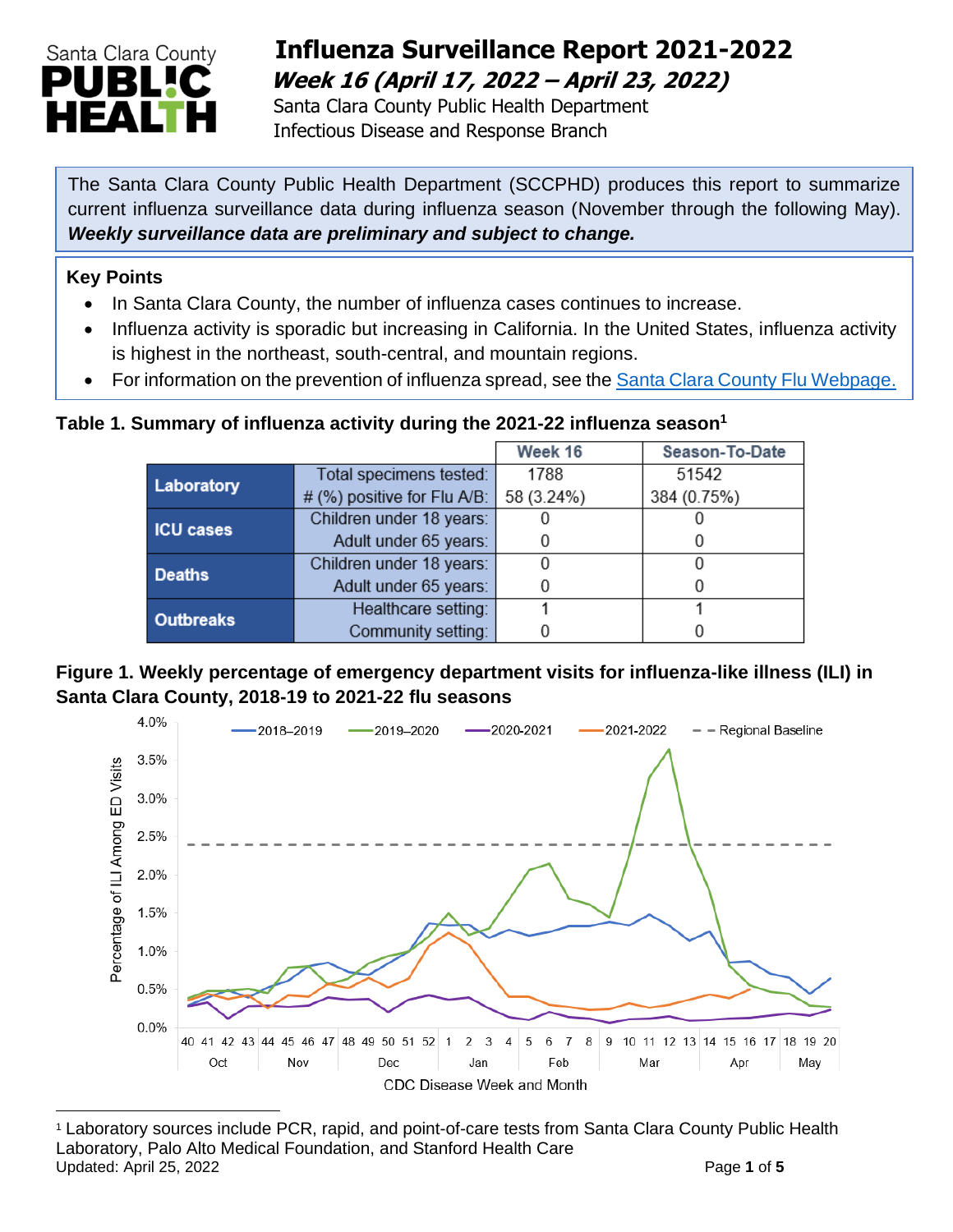# Influenza Surveillance Report 2021-2022

## *Week 16 (April 17, 2022 – April 23, 2022)*

Santa Clara County Public Health Department
Infectious Disease and Response Branch

The Santa Clara County Public Health Department (SCCPHD) produces this report to summarize current influenza surveillance data during influenza season (November through the following May). ***Weekly surveillance data are preliminary and subject to change.***

### Key Points

- In Santa Clara County, the number of influenza cases continues to increase.
- Influenza activity is sporadic but increasing in California. In the United States, influenza activity is highest in the northeast, south-central, and mountain regions.
- For information on the prevention of influenza spread, see the Santa Clara County Flu Webpage.

**Table 1. Summary of influenza activity during the 2021-22 influenza season[1]**

| | | Week 16 | Season-To-Date |
|---|---|---|---|
| **Laboratory** | Total specimens tested: | 1788 | 51542 |
| | # (%) positive for Flu A/B: | 58 (3.24%) | 384 (0.75%) |
| **ICU cases** | Children under 18 years: | 0 | 0 |
| | Adult under 65 years: | 0 | 0 |
| **Deaths** | Children under 18 years: | 0 | 0 |
| | Adult under 65 years: | 0 | 0 |
| **Outbreaks** | Healthcare setting: | 1 | 1 |
| | Community setting: | 0 | 0 |

**Figure 1. Weekly percentage of emergency department visits for influenza-like illness (ILI) in Santa Clara County, 2018-19 to 2021-22 flu seasons**

[1] Laboratory sources include PCR, rapid, and point-of-care tests from Santa Clara County Public Health Laboratory, Palo Alto Medical Foundation, and Stanford Health Care

Updated: April 25, 2022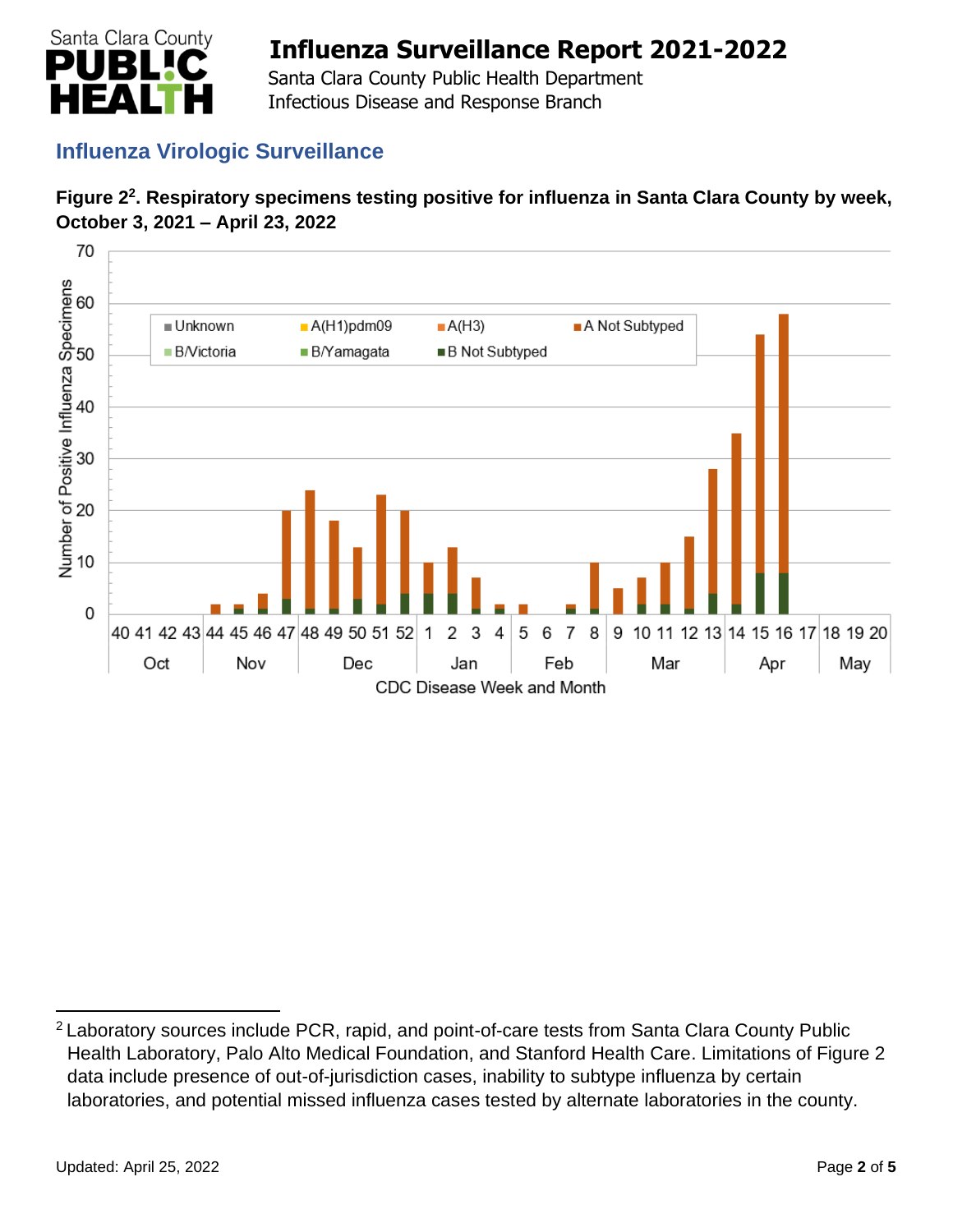## Influenza Virologic Surveillance

**Figure 2[2]. Respiratory specimens testing positive for influenza in Santa Clara County by week, October 3, 2021 – April 23, 2022**

[2] Laboratory sources include PCR, rapid, and point-of-care tests from Santa Clara County Public Health Laboratory, Palo Alto Medical Foundation, and Stanford Health Care. Limitations of Figure 2 data include presence of out-of-jurisdiction cases, inability to subtype influenza by certain laboratories, and potential missed influenza cases tested by alternate laboratories in the county.

Updated: April 25, 2022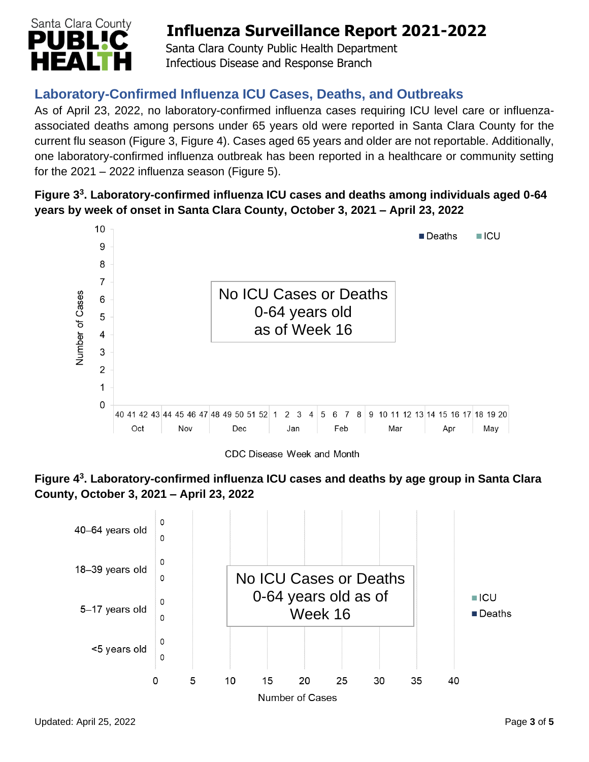## Laboratory-Confirmed Influenza ICU Cases, Deaths, and Outbreaks

As of April 23, 2022, no laboratory-confirmed influenza cases requiring ICU level care or influenza-associated deaths among persons under 65 years old were reported in Santa Clara County for the current flu season (Figure 3, Figure 4). Cases aged 65 years and older are not reportable. Additionally, one laboratory-confirmed influenza outbreak has been reported in a healthcare or community setting for the 2021 – 2022 influenza season (Figure 5).

**Figure 3[3]. Laboratory-confirmed influenza ICU cases and deaths among individuals aged 0-64 years by week of onset in Santa Clara County, October 3, 2021 – April 23, 2022**

No ICU Cases or Deaths 0-64 years old as of Week 16

**Figure 4[3]. Laboratory-confirmed influenza ICU cases and deaths by age group in Santa Clara County, October 3, 2021 – April 23, 2022**

No ICU Cases or Deaths 0-64 years old as of Week 16

| Age group | ICU | Deaths |
|---|---|---|
| 40–64 years old | 0 | 0 |
| 18–39 years old | 0 | 0 |
| 5–17 years old | 0 | 0 |
| <5 years old | 0 | 0 |

Updated: April 25, 2022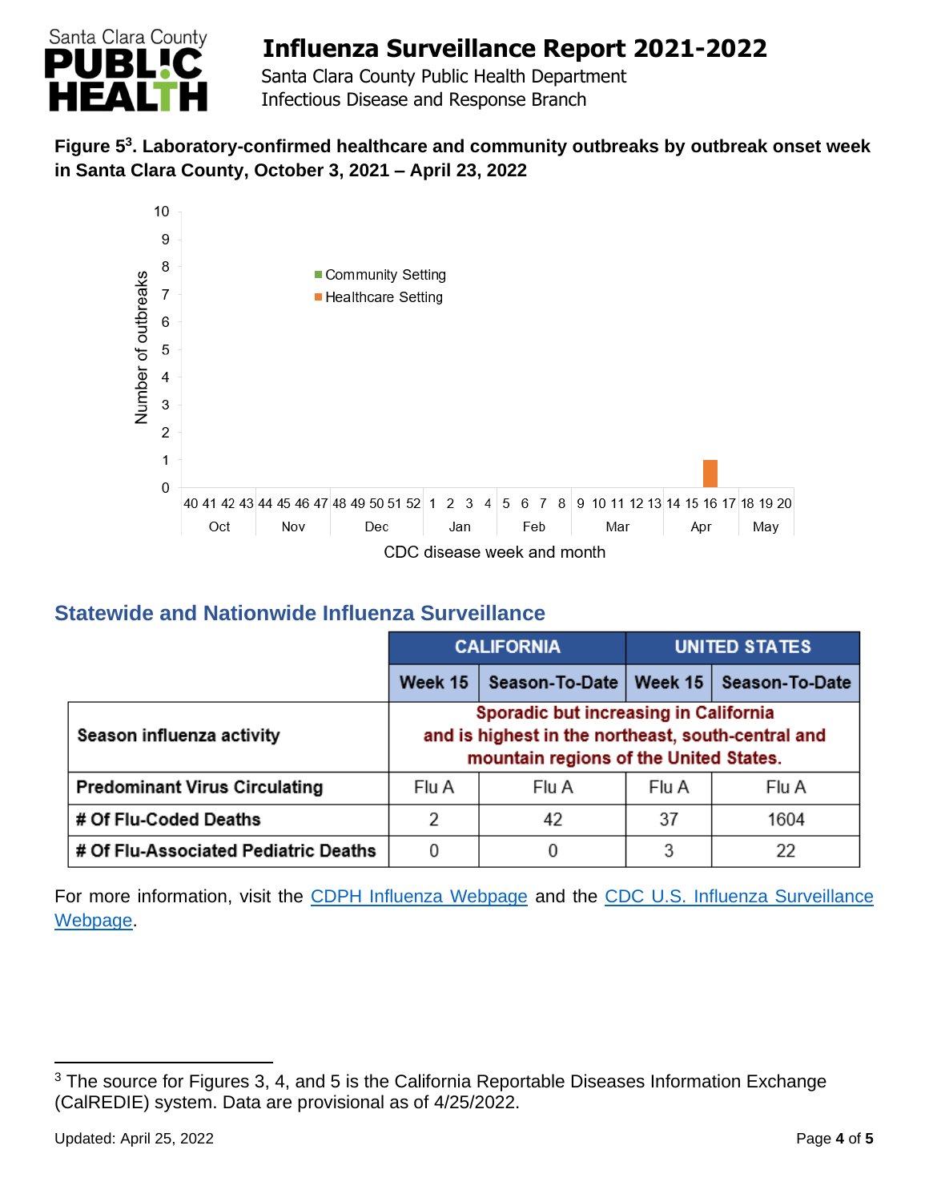**Figure 5[3]. Laboratory-confirmed healthcare and community outbreaks by outbreak onset week in Santa Clara County, October 3, 2021 – April 23, 2022**

## Statewide and Nationwide Influenza Surveillance

| | CALIFORNIA | | UNITED STATES | |
|---|---|---|---|---|
| | Week 15 | Season-To-Date | Week 15 | Season-To-Date |
| Season influenza activity | Sporadic but increasing in California and is highest in the northeast, south-central and mountain regions of the United States. | | | |
| Predominant Virus Circulating | Flu A | Flu A | Flu A | Flu A |
| # Of Flu-Coded Deaths | 2 | 42 | 37 | 1604 |
| # Of Flu-Associated Pediatric Deaths | 0 | 0 | 3 | 22 |

For more information, visit the CDPH Influenza Webpage and the CDC U.S. Influenza Surveillance Webpage.

[3] The source for Figures 3, 4, and 5 is the California Reportable Diseases Information Exchange (CalREDIE) system. Data are provisional as of 4/25/2022.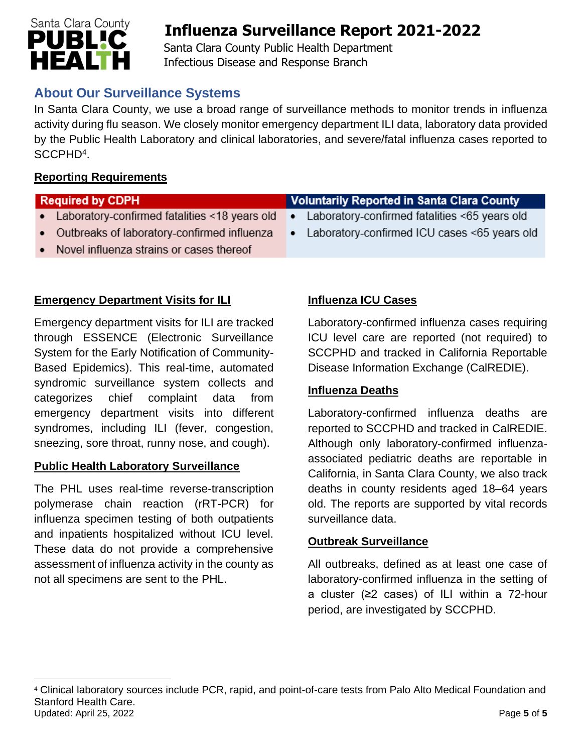# Influenza Surveillance Report 2021-2022

Santa Clara County Public Health Department
Infectious Disease and Response Branch

## About Our Surveillance Systems

In Santa Clara County, we use a broad range of surveillance methods to monitor trends in influenza activity during flu season. We closely monitor emergency department ILI data, laboratory data provided by the Public Health Laboratory and clinical laboratories, and severe/fatal influenza cases reported to SCCPHD[4].

### Reporting Requirements

| Required by CDPH | Voluntarily Reported in Santa Clara County |
|---|---|
| • Laboratory-confirmed fatalities <18 years old | • Laboratory-confirmed fatalities <65 years old |
| • Outbreaks of laboratory-confirmed influenza | • Laboratory-confirmed ICU cases <65 years old |
| • Novel influenza strains or cases thereof | |

### Emergency Department Visits for ILI

Emergency department visits for ILI are tracked through ESSENCE (Electronic Surveillance System for the Early Notification of Community-Based Epidemics). This real-time, automated syndromic surveillance system collects and categorizes chief complaint data from emergency department visits into different syndromes, including ILI (fever, congestion, sneezing, sore throat, runny nose, and cough).

### Public Health Laboratory Surveillance

The PHL uses real-time reverse-transcription polymerase chain reaction (rRT-PCR) for influenza specimen testing of both outpatients and inpatients hospitalized without ICU level. These data do not provide a comprehensive assessment of influenza activity in the county as not all specimens are sent to the PHL.

### Influenza ICU Cases

Laboratory-confirmed influenza cases requiring ICU level care are reported (not required) to SCCPHD and tracked in California Reportable Disease Information Exchange (CalREDIE).

### Influenza Deaths

Laboratory-confirmed influenza deaths are reported to SCCPHD and tracked in CalREDIE. Although only laboratory-confirmed influenza-associated pediatric deaths are reportable in California, in Santa Clara County, we also track deaths in county residents aged 18–64 years old. The reports are supported by vital records surveillance data.

### Outbreak Surveillance

All outbreaks, defined as at least one case of laboratory-confirmed influenza in the setting of a cluster (≥2 cases) of ILI within a 72-hour period, are investigated by SCCPHD.

---

[4] Clinical laboratory sources include PCR, rapid, and point-of-care tests from Palo Alto Medical Foundation and Stanford Health Care.

Updated: April 25, 2022